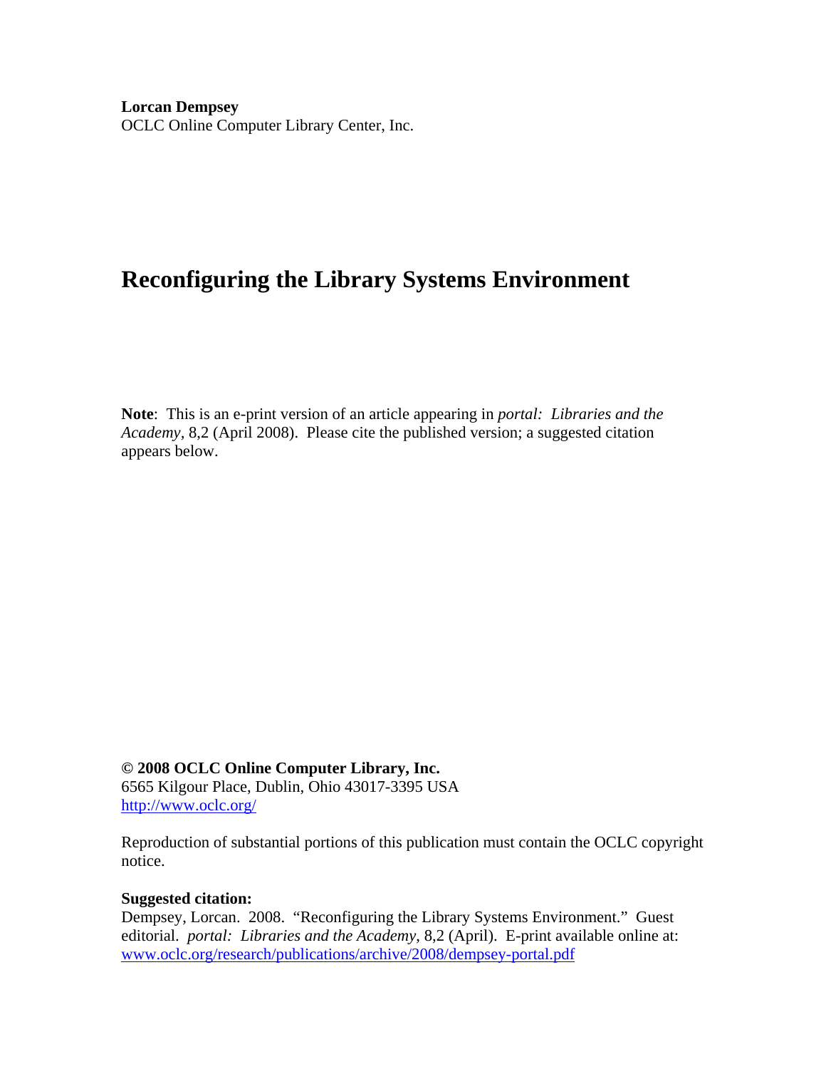**Lorcan Dempsey**
OCLC Online Computer Library Center, Inc.

# Reconfiguring the Library Systems Environment

**Note**: This is an e-print version of an article appearing in *portal: Libraries and the Academy*, 8,2 (April 2008). Please cite the published version; a suggested citation appears below.

**© 2008 OCLC Online Computer Library, Inc.**
6565 Kilgour Place, Dublin, Ohio 43017-3395 USA
http://www.oclc.org/

Reproduction of substantial portions of this publication must contain the OCLC copyright notice.

**Suggested citation:**
Dempsey, Lorcan. 2008. "Reconfiguring the Library Systems Environment." Guest editorial. *portal: Libraries and the Academy*, 8,2 (April). E-print available online at: www.oclc.org/research/publications/archive/2008/dempsey-portal.pdf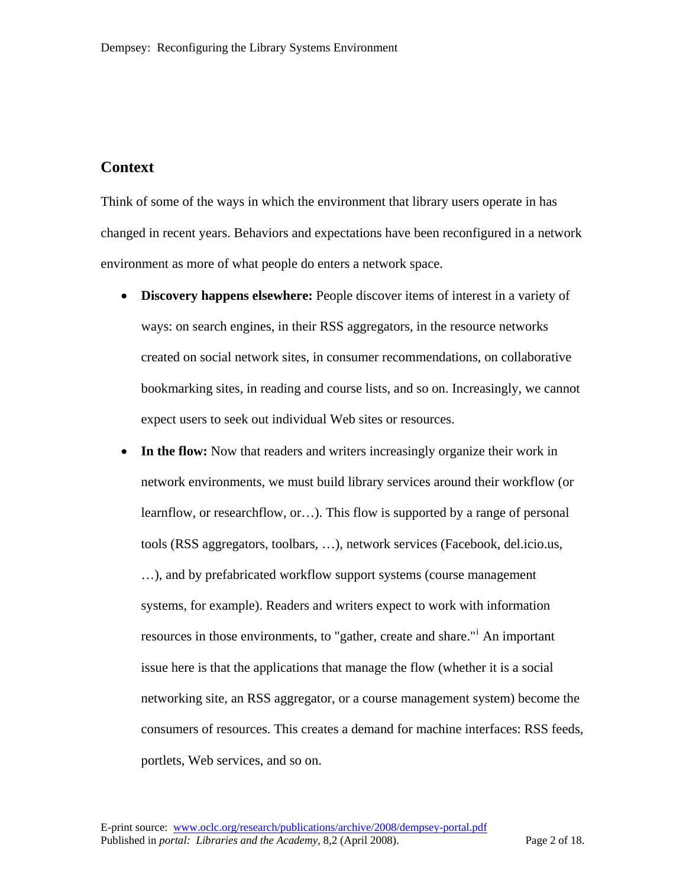## Context

Think of some of the ways in which the environment that library users operate in has changed in recent years. Behaviors and expectations have been reconfigured in a network environment as more of what people do enters a network space.

- **Discovery happens elsewhere:** People discover items of interest in a variety of ways: on search engines, in their RSS aggregators, in the resource networks created on social network sites, in consumer recommendations, on collaborative bookmarking sites, in reading and course lists, and so on. Increasingly, we cannot expect users to seek out individual Web sites or resources.
- **In the flow:** Now that readers and writers increasingly organize their work in network environments, we must build library services around their workflow (or learnflow, or researchflow, or…). This flow is supported by a range of personal tools (RSS aggregators, toolbars, …), network services (Facebook, del.icio.us, …), and by prefabricated workflow support systems (course management systems, for example). Readers and writers expect to work with information resources in those environments, to "gather, create and share."[i] An important issue here is that the applications that manage the flow (whether it is a social networking site, an RSS aggregator, or a course management system) become the consumers of resources. This creates a demand for machine interfaces: RSS feeds, portlets, Web services, and so on.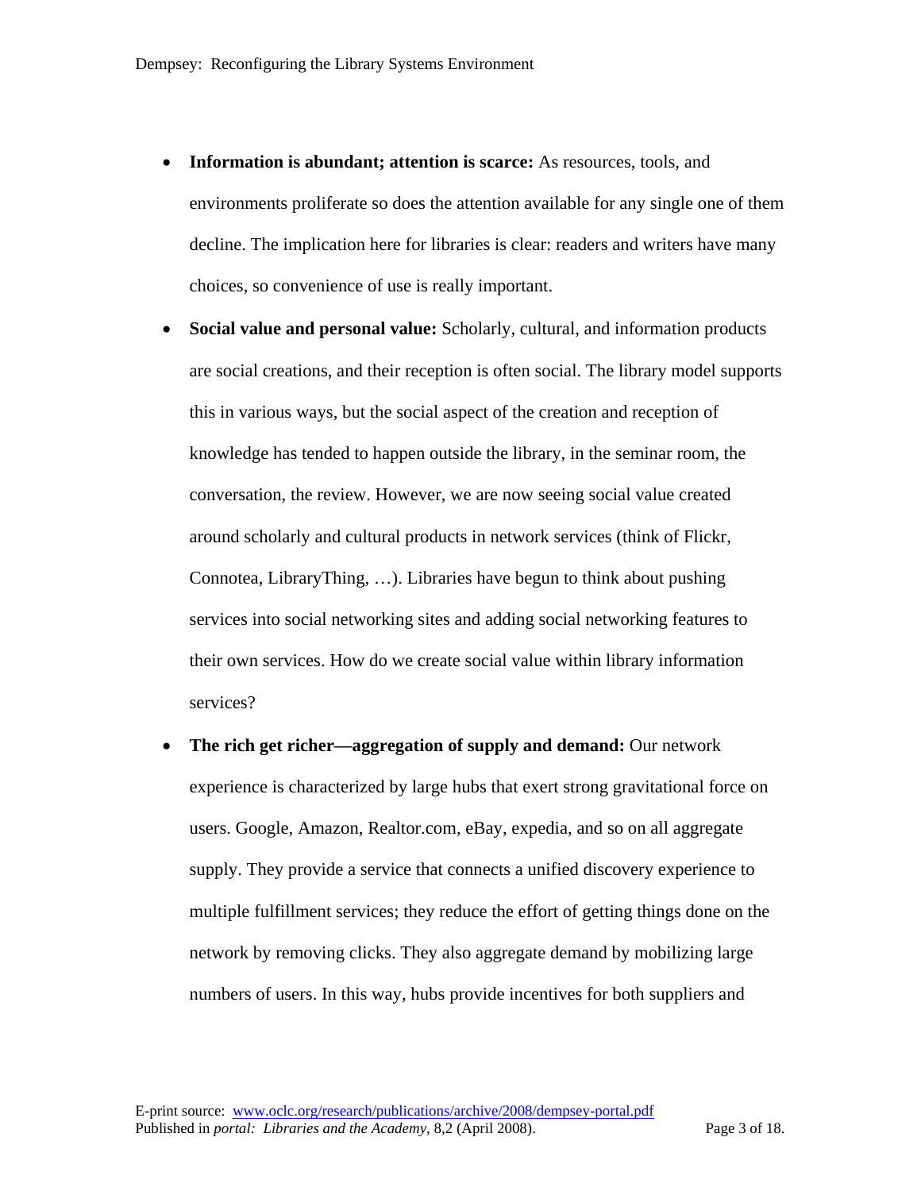- **Information is abundant; attention is scarce:** As resources, tools, and environments proliferate so does the attention available for any single one of them decline. The implication here for libraries is clear: readers and writers have many choices, so convenience of use is really important.
- **Social value and personal value:** Scholarly, cultural, and information products are social creations, and their reception is often social. The library model supports this in various ways, but the social aspect of the creation and reception of knowledge has tended to happen outside the library, in the seminar room, the conversation, the review. However, we are now seeing social value created around scholarly and cultural products in network services (think of Flickr, Connotea, LibraryThing, …). Libraries have begun to think about pushing services into social networking sites and adding social networking features to their own services. How do we create social value within library information services?
- **The rich get richer—aggregation of supply and demand:** Our network experience is characterized by large hubs that exert strong gravitational force on users. Google, Amazon, Realtor.com, eBay, expedia, and so on all aggregate supply. They provide a service that connects a unified discovery experience to multiple fulfillment services; they reduce the effort of getting things done on the network by removing clicks. They also aggregate demand by mobilizing large numbers of users. In this way, hubs provide incentives for both suppliers and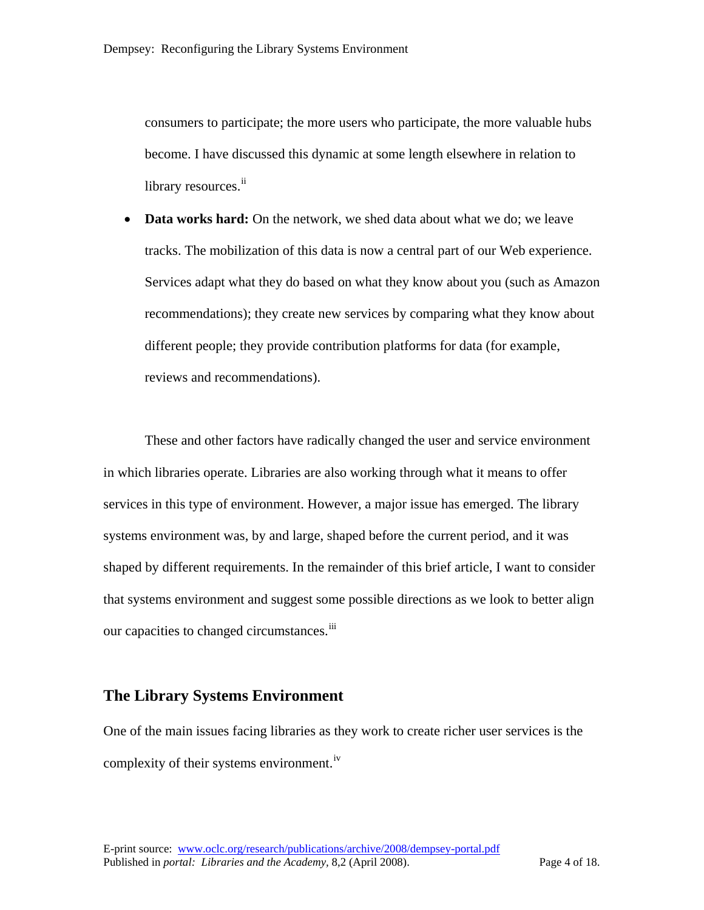consumers to participate; the more users who participate, the more valuable hubs become. I have discussed this dynamic at some length elsewhere in relation to library resources.[ii]

- **Data works hard:** On the network, we shed data about what we do; we leave tracks. The mobilization of this data is now a central part of our Web experience. Services adapt what they do based on what they know about you (such as Amazon recommendations); they create new services by comparing what they know about different people; they provide contribution platforms for data (for example, reviews and recommendations).

These and other factors have radically changed the user and service environment in which libraries operate. Libraries are also working through what it means to offer services in this type of environment. However, a major issue has emerged. The library systems environment was, by and large, shaped before the current period, and it was shaped by different requirements. In the remainder of this brief article, I want to consider that systems environment and suggest some possible directions as we look to better align our capacities to changed circumstances.[iii]

## The Library Systems Environment

One of the main issues facing libraries as they work to create richer user services is the complexity of their systems environment.[iv]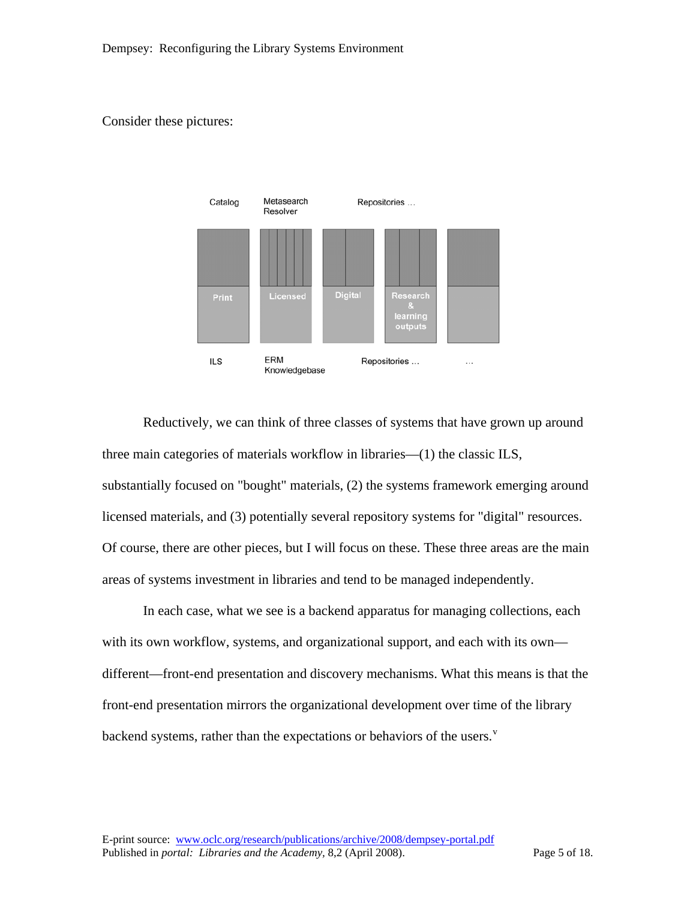Consider these pictures:

| Catalog | Metasearch Resolver | Repositories … | | |
| --- | --- | --- | --- | --- |
| Print | Licensed | Digital | Research & learning outputs | |
| ILS | ERM Knowledgebase | Repositories … | | … |

Reductively, we can think of three classes of systems that have grown up around three main categories of materials workflow in libraries—(1) the classic ILS, substantially focused on "bought" materials, (2) the systems framework emerging around licensed materials, and (3) potentially several repository systems for "digital" resources. Of course, there are other pieces, but I will focus on these. These three areas are the main areas of systems investment in libraries and tend to be managed independently.

In each case, what we see is a backend apparatus for managing collections, each with its own workflow, systems, and organizational support, and each with its own—different—front-end presentation and discovery mechanisms. What this means is that the front-end presentation mirrors the organizational development over time of the library backend systems, rather than the expectations or behaviors of the users.[v]

E-print source: www.oclc.org/research/publications/archive/2008/dempsey-portal.pdf
Published in *portal: Libraries and the Academy,* 8,2 (April 2008).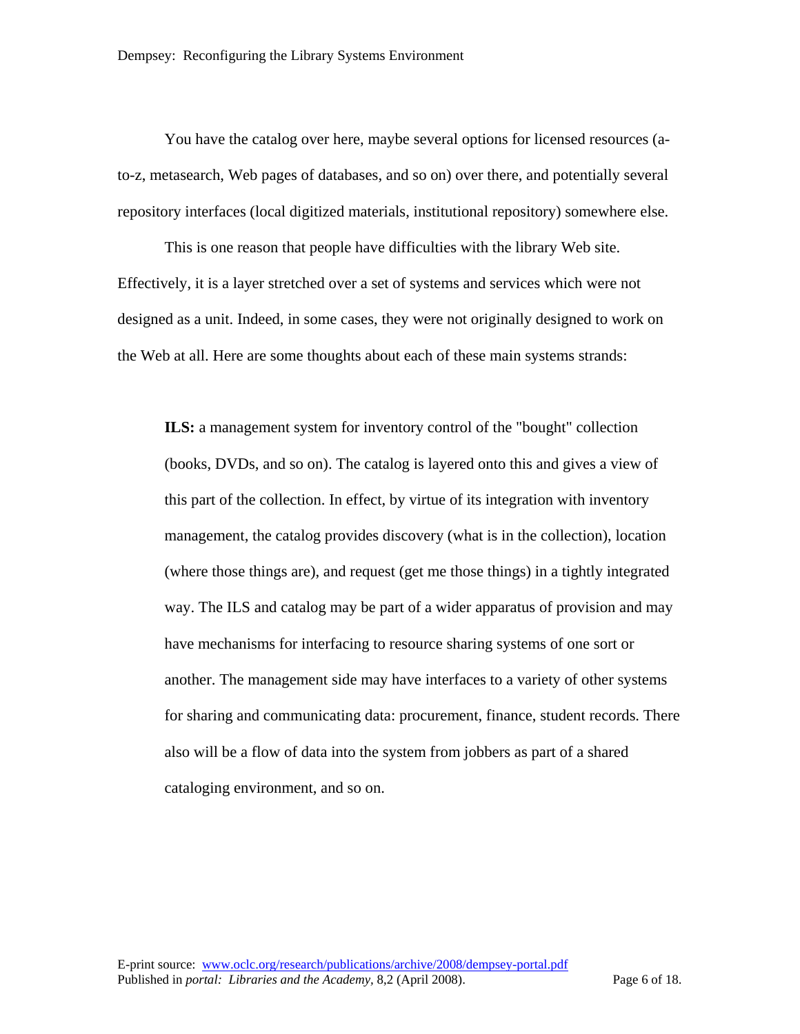You have the catalog over here, maybe several options for licensed resources (a-to-z, metasearch, Web pages of databases, and so on) over there, and potentially several repository interfaces (local digitized materials, institutional repository) somewhere else.

This is one reason that people have difficulties with the library Web site. Effectively, it is a layer stretched over a set of systems and services which were not designed as a unit. Indeed, in some cases, they were not originally designed to work on the Web at all. Here are some thoughts about each of these main systems strands:

> **ILS:** a management system for inventory control of the "bought" collection (books, DVDs, and so on). The catalog is layered onto this and gives a view of this part of the collection. In effect, by virtue of its integration with inventory management, the catalog provides discovery (what is in the collection), location (where those things are), and request (get me those things) in a tightly integrated way. The ILS and catalog may be part of a wider apparatus of provision and may have mechanisms for interfacing to resource sharing systems of one sort or another. The management side may have interfaces to a variety of other systems for sharing and communicating data: procurement, finance, student records. There also will be a flow of data into the system from jobbers as part of a shared cataloging environment, and so on.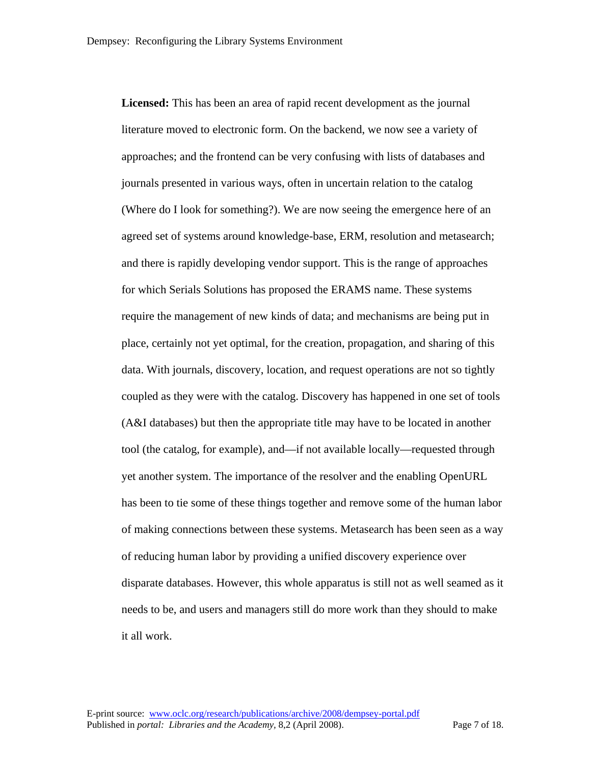**Licensed:** This has been an area of rapid recent development as the journal literature moved to electronic form. On the backend, we now see a variety of approaches; and the frontend can be very confusing with lists of databases and journals presented in various ways, often in uncertain relation to the catalog (Where do I look for something?). We are now seeing the emergence here of an agreed set of systems around knowledge-base, ERM, resolution and metasearch; and there is rapidly developing vendor support. This is the range of approaches for which Serials Solutions has proposed the ERAMS name. These systems require the management of new kinds of data; and mechanisms are being put in place, certainly not yet optimal, for the creation, propagation, and sharing of this data. With journals, discovery, location, and request operations are not so tightly coupled as they were with the catalog. Discovery has happened in one set of tools (A&I databases) but then the appropriate title may have to be located in another tool (the catalog, for example), and—if not available locally—requested through yet another system. The importance of the resolver and the enabling OpenURL has been to tie some of these things together and remove some of the human labor of making connections between these systems. Metasearch has been seen as a way of reducing human labor by providing a unified discovery experience over disparate databases. However, this whole apparatus is still not as well seamed as it needs to be, and users and managers still do more work than they should to make it all work.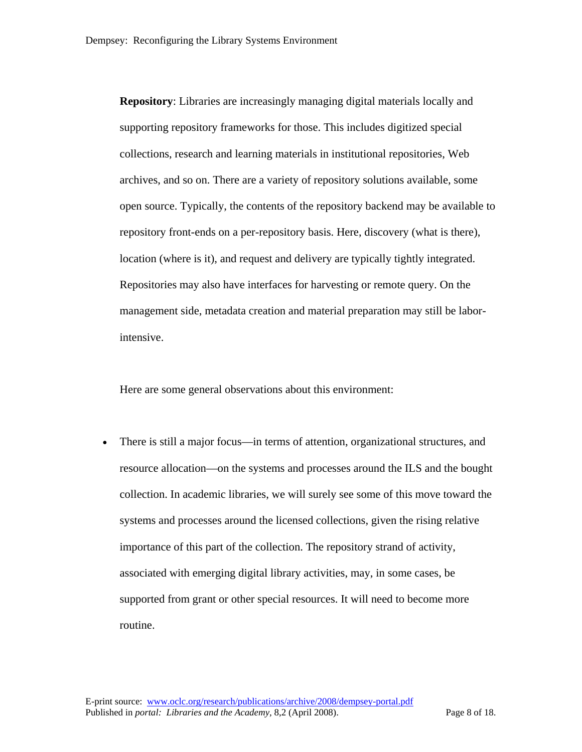**Repository**: Libraries are increasingly managing digital materials locally and supporting repository frameworks for those. This includes digitized special collections, research and learning materials in institutional repositories, Web archives, and so on. There are a variety of repository solutions available, some open source. Typically, the contents of the repository backend may be available to repository front-ends on a per-repository basis. Here, discovery (what is there), location (where is it), and request and delivery are typically tightly integrated. Repositories may also have interfaces for harvesting or remote query. On the management side, metadata creation and material preparation may still be labor-intensive.

Here are some general observations about this environment:

- There is still a major focus—in terms of attention, organizational structures, and resource allocation—on the systems and processes around the ILS and the bought collection. In academic libraries, we will surely see some of this move toward the systems and processes around the licensed collections, given the rising relative importance of this part of the collection. The repository strand of activity, associated with emerging digital library activities, may, in some cases, be supported from grant or other special resources. It will need to become more routine.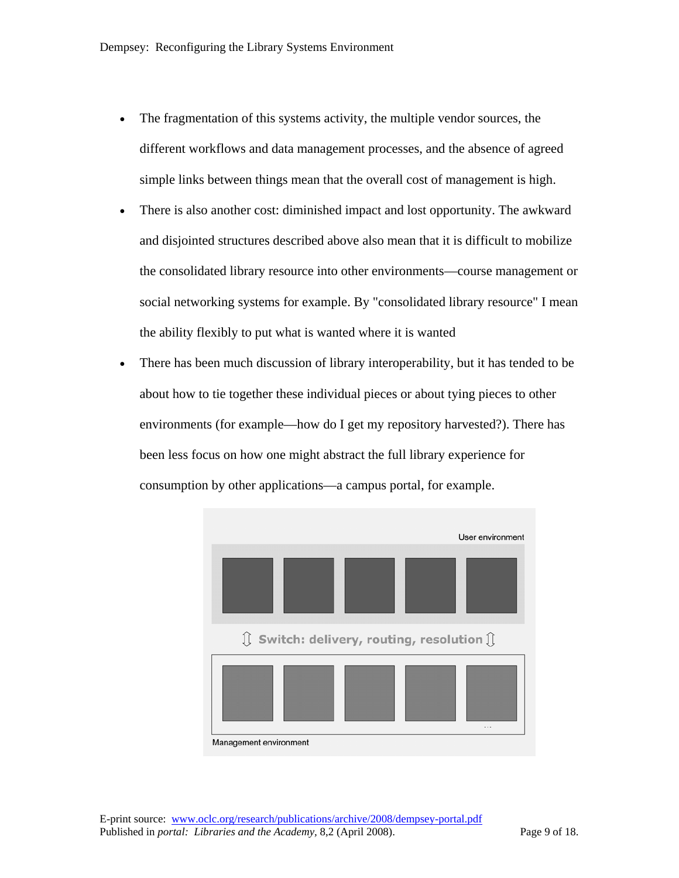- The fragmentation of this systems activity, the multiple vendor sources, the different workflows and data management processes, and the absence of agreed simple links between things mean that the overall cost of management is high.
- There is also another cost: diminished impact and lost opportunity. The awkward and disjointed structures described above also mean that it is difficult to mobilize the consolidated library resource into other environments—course management or social networking systems for example. By "consolidated library resource" I mean the ability flexibly to put what is wanted where it is wanted
- There has been much discussion of library interoperability, but it has tended to be about how to tie together these individual pieces or about tying pieces to other environments (for example—how do I get my repository harvested?). There has been less focus on how one might abstract the full library experience for consumption by other applications—a campus portal, for example.

User environment

Switch: delivery, routing, resolution

Management environment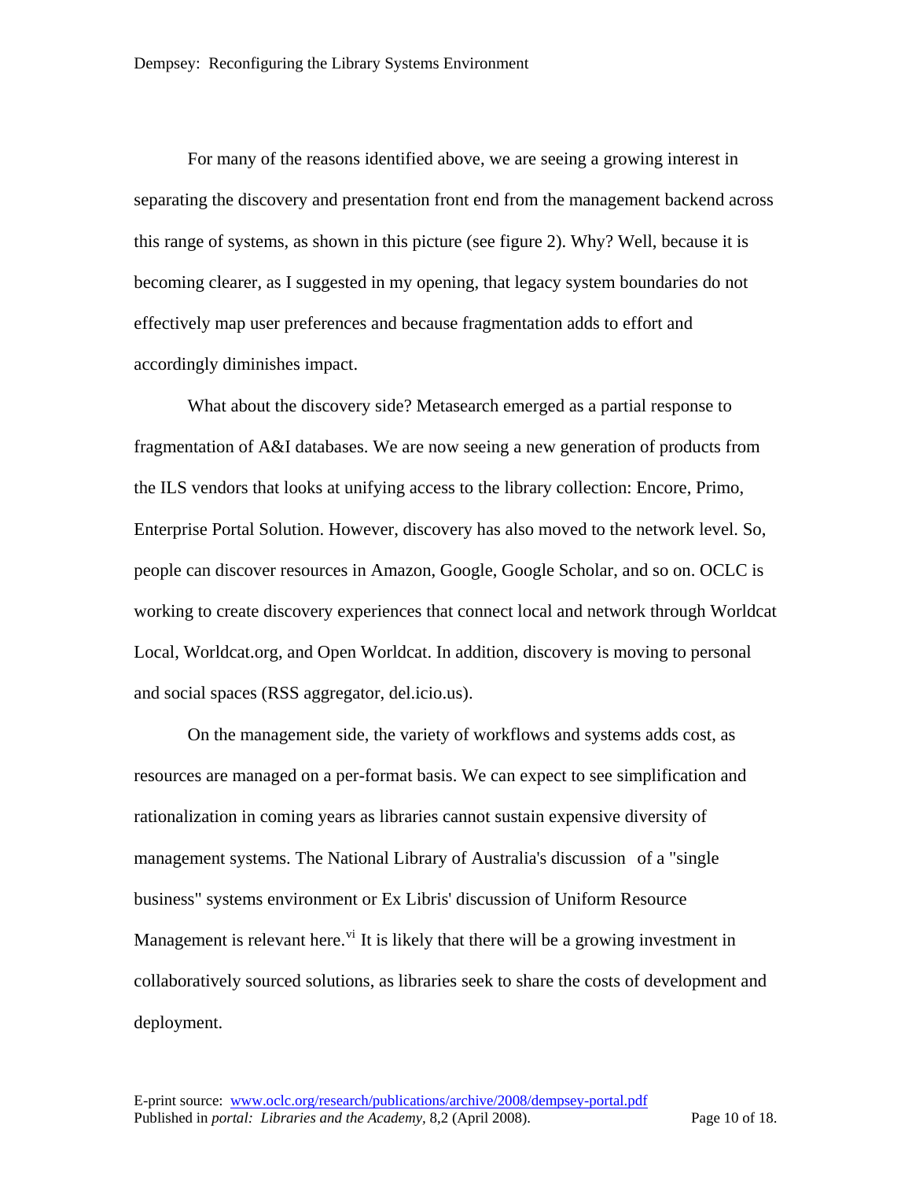For many of the reasons identified above, we are seeing a growing interest in separating the discovery and presentation front end from the management backend across this range of systems, as shown in this picture (see figure 2). Why? Well, because it is becoming clearer, as I suggested in my opening, that legacy system boundaries do not effectively map user preferences and because fragmentation adds to effort and accordingly diminishes impact.

What about the discovery side? Metasearch emerged as a partial response to fragmentation of A&I databases. We are now seeing a new generation of products from the ILS vendors that looks at unifying access to the library collection: Encore, Primo, Enterprise Portal Solution. However, discovery has also moved to the network level. So, people can discover resources in Amazon, Google, Google Scholar, and so on. OCLC is working to create discovery experiences that connect local and network through Worldcat Local, Worldcat.org, and Open Worldcat. In addition, discovery is moving to personal and social spaces (RSS aggregator, del.icio.us).

On the management side, the variety of workflows and systems adds cost, as resources are managed on a per-format basis. We can expect to see simplification and rationalization in coming years as libraries cannot sustain expensive diversity of management systems. The National Library of Australia's discussion of a "single business" systems environment or Ex Libris' discussion of Uniform Resource Management is relevant here.[vi] It is likely that there will be a growing investment in collaboratively sourced solutions, as libraries seek to share the costs of development and deployment.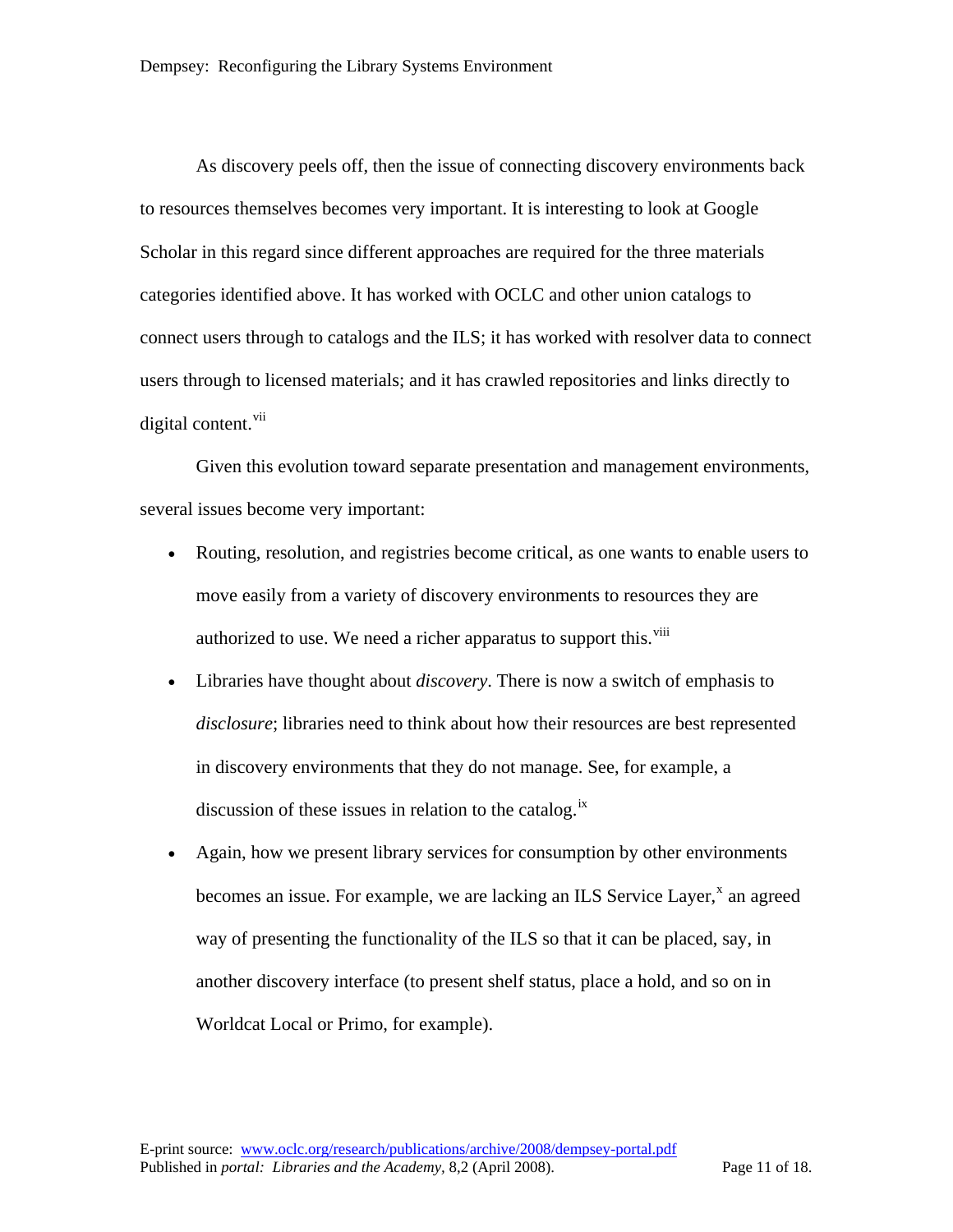As discovery peels off, then the issue of connecting discovery environments back to resources themselves becomes very important. It is interesting to look at Google Scholar in this regard since different approaches are required for the three materials categories identified above. It has worked with OCLC and other union catalogs to connect users through to catalogs and the ILS; it has worked with resolver data to connect users through to licensed materials; and it has crawled repositories and links directly to digital content.[vii]

Given this evolution toward separate presentation and management environments, several issues become very important:

- Routing, resolution, and registries become critical, as one wants to enable users to move easily from a variety of discovery environments to resources they are authorized to use. We need a richer apparatus to support this.[viii]
- Libraries have thought about *discovery*. There is now a switch of emphasis to *disclosure*; libraries need to think about how their resources are best represented in discovery environments that they do not manage. See, for example, a discussion of these issues in relation to the catalog.[ix]
- Again, how we present library services for consumption by other environments becomes an issue. For example, we are lacking an ILS Service Layer,[x] an agreed way of presenting the functionality of the ILS so that it can be placed, say, in another discovery interface (to present shelf status, place a hold, and so on in Worldcat Local or Primo, for example).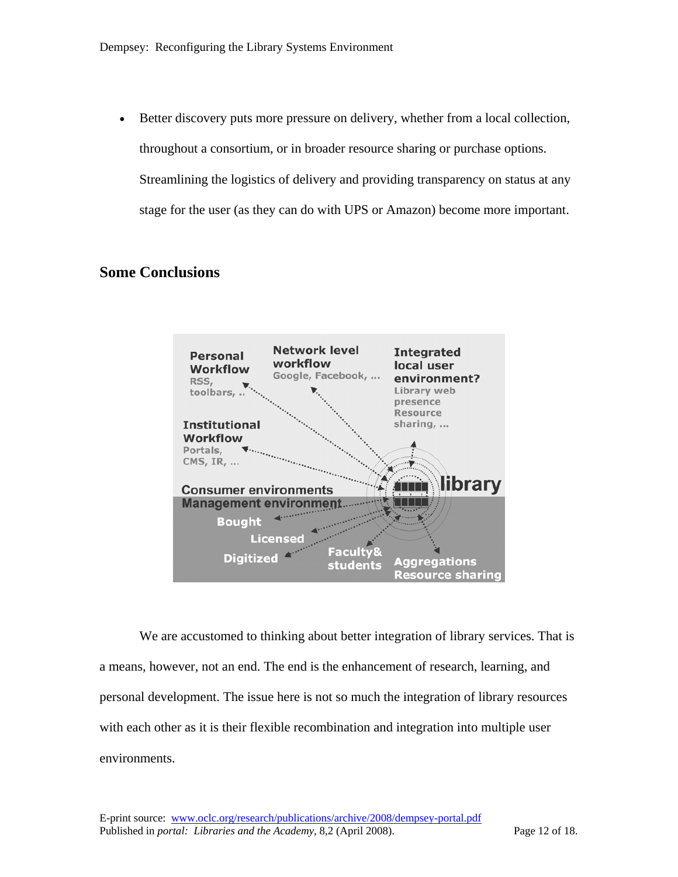- Better discovery puts more pressure on delivery, whether from a local collection, throughout a consortium, or in broader resource sharing or purchase options. Streamlining the logistics of delivery and providing transparency on status at any stage for the user (as they can do with UPS or Amazon) become more important.

## Some Conclusions

We are accustomed to thinking about better integration of library services. That is a means, however, not an end. The end is the enhancement of research, learning, and personal development. The issue here is not so much the integration of library resources with each other as it is their flexible recombination and integration into multiple user environments.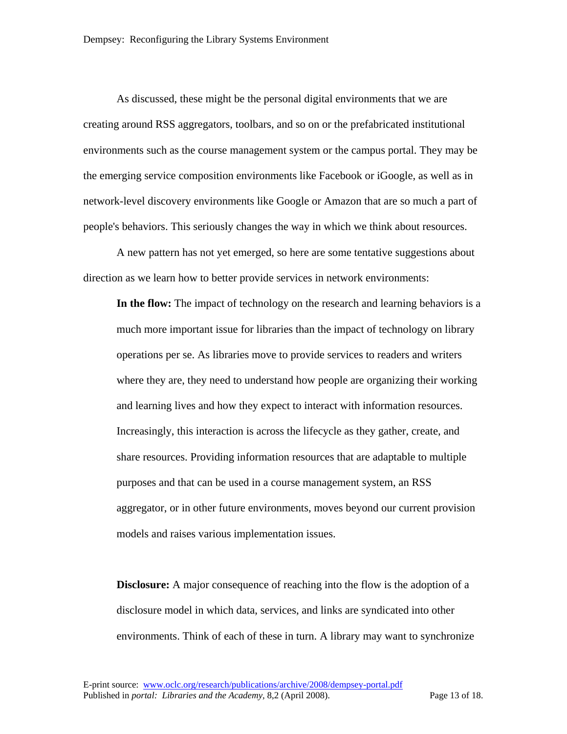As discussed, these might be the personal digital environments that we are creating around RSS aggregators, toolbars, and so on or the prefabricated institutional environments such as the course management system or the campus portal. They may be the emerging service composition environments like Facebook or iGoogle, as well as in network-level discovery environments like Google or Amazon that are so much a part of people's behaviors. This seriously changes the way in which we think about resources.

A new pattern has not yet emerged, so here are some tentative suggestions about direction as we learn how to better provide services in network environments:

> **In the flow:** The impact of technology on the research and learning behaviors is a much more important issue for libraries than the impact of technology on library operations per se. As libraries move to provide services to readers and writers where they are, they need to understand how people are organizing their working and learning lives and how they expect to interact with information resources. Increasingly, this interaction is across the lifecycle as they gather, create, and share resources. Providing information resources that are adaptable to multiple purposes and that can be used in a course management system, an RSS aggregator, or in other future environments, moves beyond our current provision models and raises various implementation issues.

> **Disclosure:** A major consequence of reaching into the flow is the adoption of a disclosure model in which data, services, and links are syndicated into other environments. Think of each of these in turn. A library may want to synchronize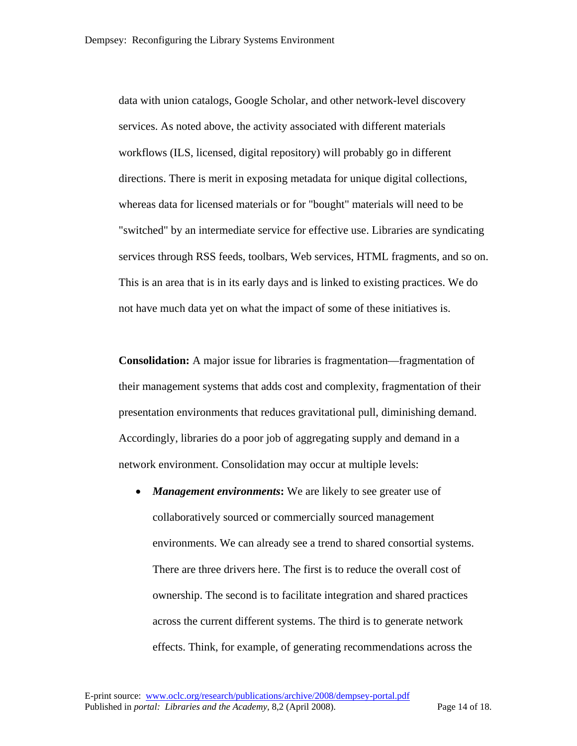data with union catalogs, Google Scholar, and other network-level discovery services. As noted above, the activity associated with different materials workflows (ILS, licensed, digital repository) will probably go in different directions. There is merit in exposing metadata for unique digital collections, whereas data for licensed materials or for "bought" materials will need to be "switched" by an intermediate service for effective use. Libraries are syndicating services through RSS feeds, toolbars, Web services, HTML fragments, and so on. This is an area that is in its early days and is linked to existing practices. We do not have much data yet on what the impact of some of these initiatives is.

**Consolidation:** A major issue for libraries is fragmentation—fragmentation of their management systems that adds cost and complexity, fragmentation of their presentation environments that reduces gravitational pull, diminishing demand. Accordingly, libraries do a poor job of aggregating supply and demand in a network environment. Consolidation may occur at multiple levels:

- ***Management environments*:** We are likely to see greater use of collaboratively sourced or commercially sourced management environments. We can already see a trend to shared consortial systems. There are three drivers here. The first is to reduce the overall cost of ownership. The second is to facilitate integration and shared practices across the current different systems. The third is to generate network effects. Think, for example, of generating recommendations across the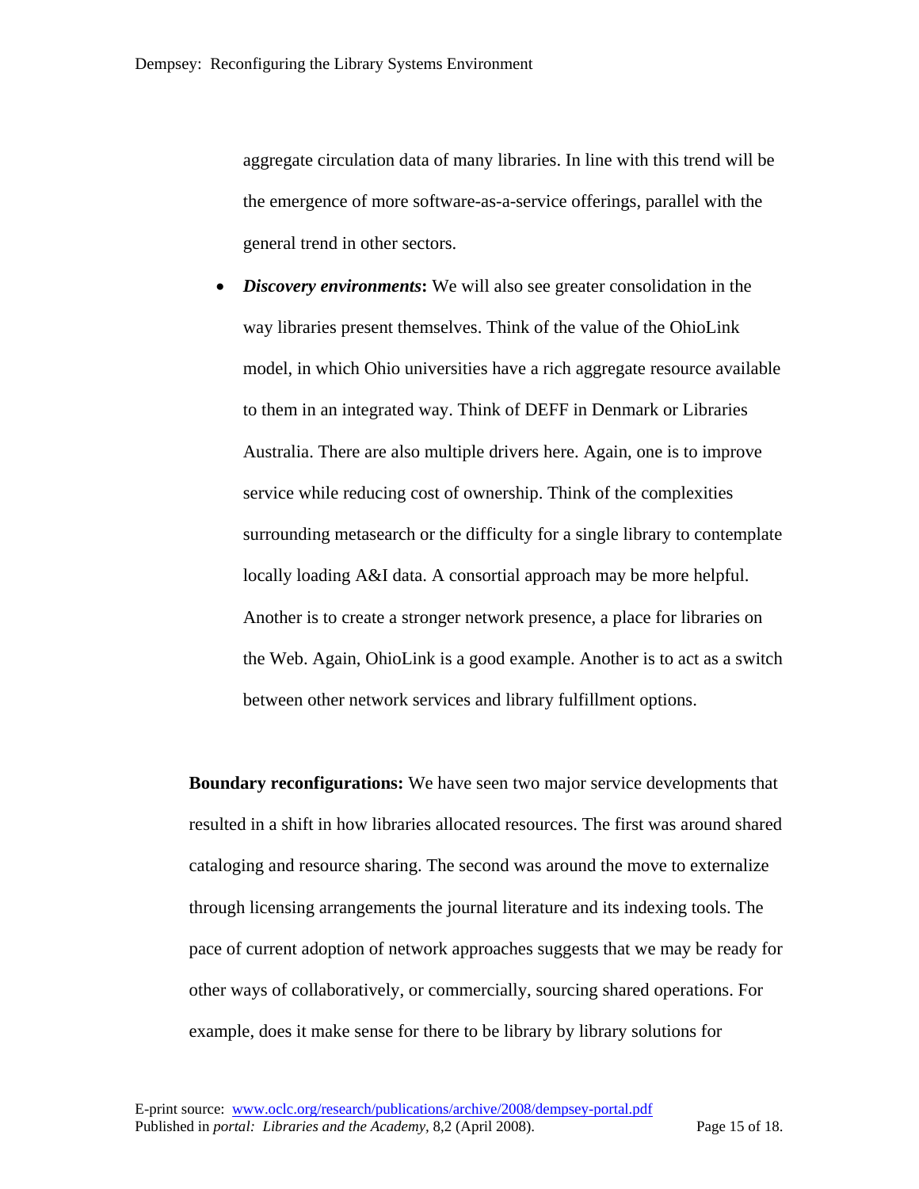aggregate circulation data of many libraries. In line with this trend will be the emergence of more software-as-a-service offerings, parallel with the general trend in other sectors.

- ***Discovery environments*****:** We will also see greater consolidation in the way libraries present themselves. Think of the value of the OhioLink model, in which Ohio universities have a rich aggregate resource available to them in an integrated way. Think of DEFF in Denmark or Libraries Australia. There are also multiple drivers here. Again, one is to improve service while reducing cost of ownership. Think of the complexities surrounding metasearch or the difficulty for a single library to contemplate locally loading A&I data. A consortial approach may be more helpful. Another is to create a stronger network presence, a place for libraries on the Web. Again, OhioLink is a good example. Another is to act as a switch between other network services and library fulfillment options.

**Boundary reconfigurations:** We have seen two major service developments that resulted in a shift in how libraries allocated resources. The first was around shared cataloging and resource sharing. The second was around the move to externalize through licensing arrangements the journal literature and its indexing tools. The pace of current adoption of network approaches suggests that we may be ready for other ways of collaboratively, or commercially, sourcing shared operations. For example, does it make sense for there to be library by library solutions for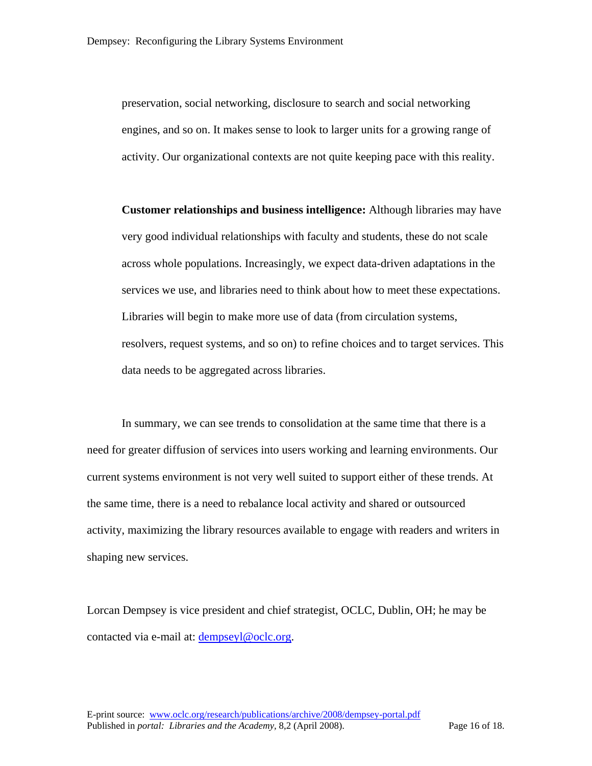preservation, social networking, disclosure to search and social networking engines, and so on. It makes sense to look to larger units for a growing range of activity. Our organizational contexts are not quite keeping pace with this reality.

**Customer relationships and business intelligence:** Although libraries may have very good individual relationships with faculty and students, these do not scale across whole populations. Increasingly, we expect data-driven adaptations in the services we use, and libraries need to think about how to meet these expectations. Libraries will begin to make more use of data (from circulation systems, resolvers, request systems, and so on) to refine choices and to target services. This data needs to be aggregated across libraries.

In summary, we can see trends to consolidation at the same time that there is a need for greater diffusion of services into users working and learning environments. Our current systems environment is not very well suited to support either of these trends. At the same time, there is a need to rebalance local activity and shared or outsourced activity, maximizing the library resources available to engage with readers and writers in shaping new services.

Lorcan Dempsey is vice president and chief strategist, OCLC, Dublin, OH; he may be contacted via e-mail at: dempseyl@oclc.org.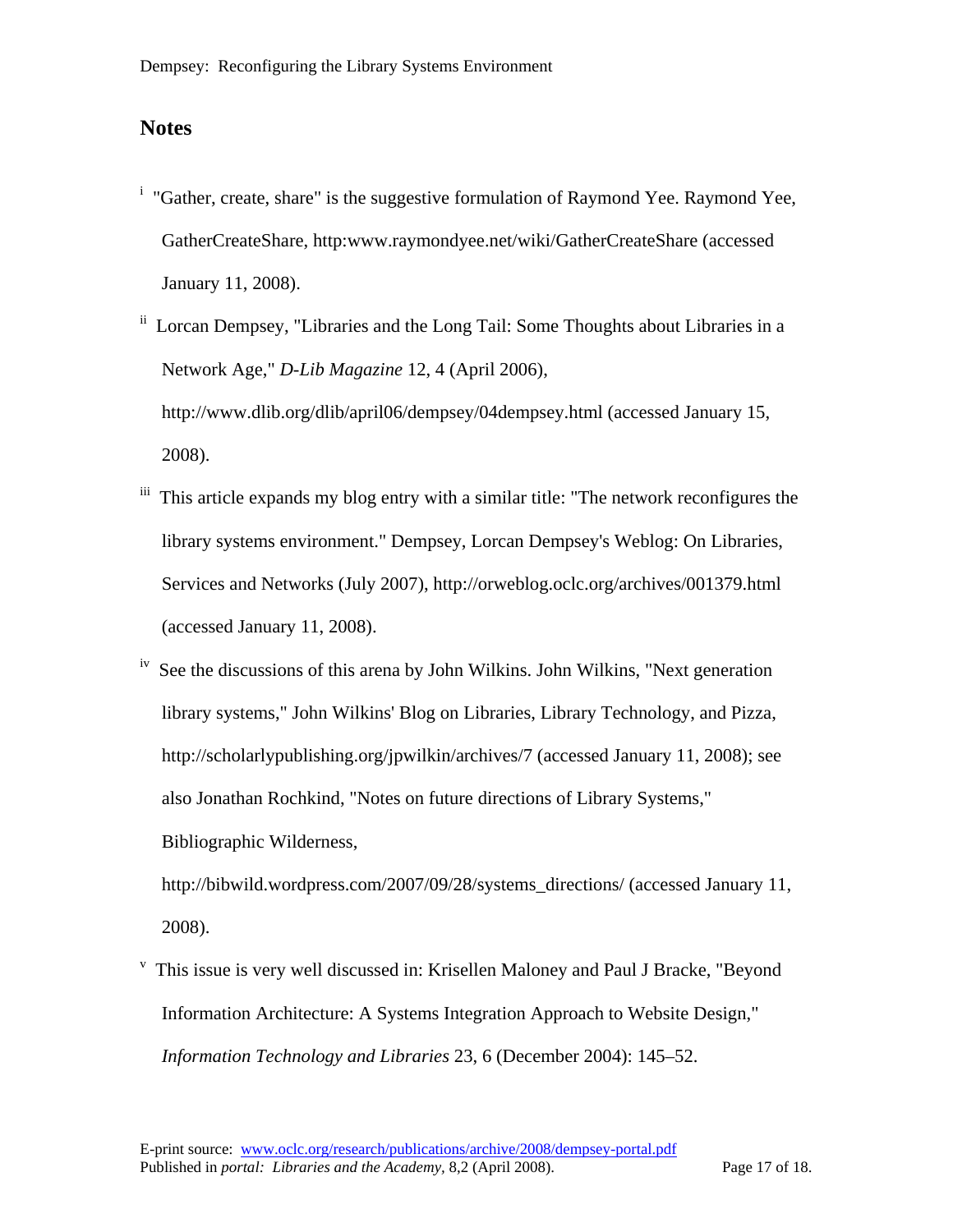## Notes

[i] "Gather, create, share" is the suggestive formulation of Raymond Yee. Raymond Yee, GatherCreateShare, http:www.raymondyee.net/wiki/GatherCreateShare (accessed January 11, 2008).

[ii] Lorcan Dempsey, "Libraries and the Long Tail: Some Thoughts about Libraries in a Network Age," *D-Lib Magazine* 12, 4 (April 2006), http://www.dlib.org/dlib/april06/dempsey/04dempsey.html (accessed January 15, 2008).

[iii] This article expands my blog entry with a similar title: "The network reconfigures the library systems environment." Dempsey, Lorcan Dempsey's Weblog: On Libraries, Services and Networks (July 2007), http://orweblog.oclc.org/archives/001379.html (accessed January 11, 2008).

[iv] See the discussions of this arena by John Wilkins. John Wilkins, "Next generation library systems," John Wilkins' Blog on Libraries, Library Technology, and Pizza, http://scholarlypublishing.org/jpwilkin/archives/7 (accessed January 11, 2008); see also Jonathan Rochkind, "Notes on future directions of Library Systems," Bibliographic Wilderness, http://bibwild.wordpress.com/2007/09/28/systems_directions/ (accessed January 11, 2008).

[v] This issue is very well discussed in: Krisellen Maloney and Paul J Bracke, "Beyond Information Architecture: A Systems Integration Approach to Website Design," *Information Technology and Libraries* 23, 6 (December 2004): 145–52.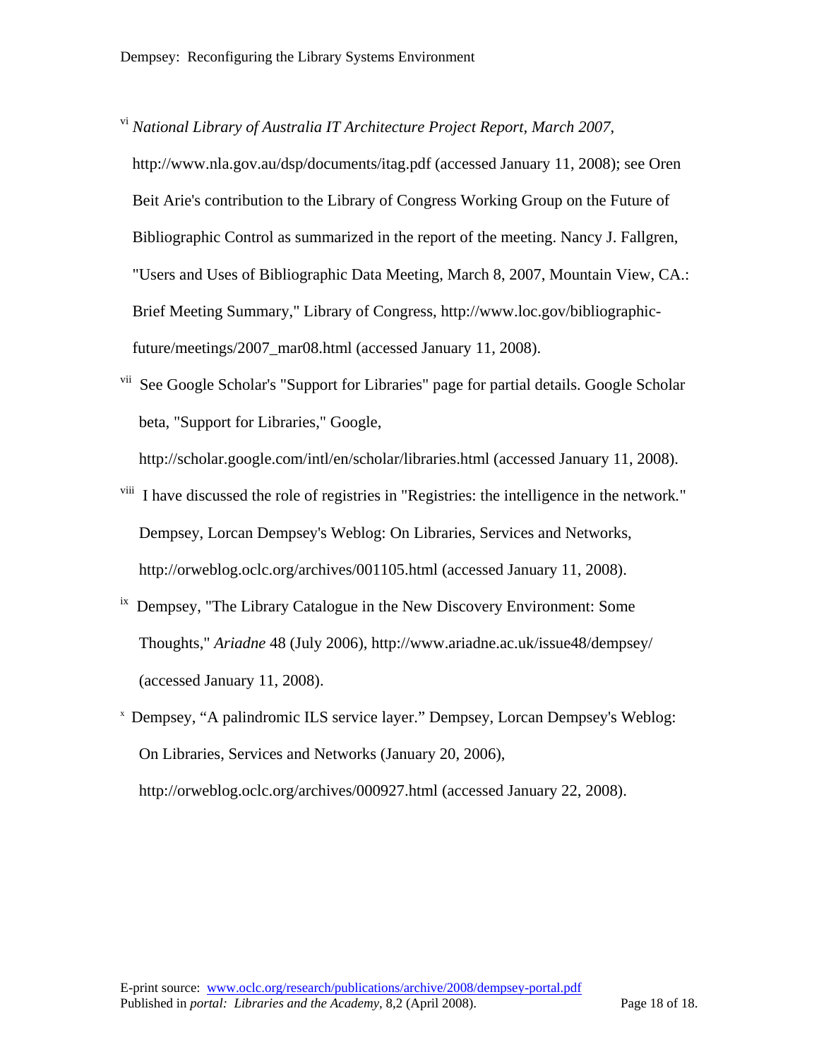[vi] *National Library of Australia IT Architecture Project Report, March 2007*, http://www.nla.gov.au/dsp/documents/itag.pdf (accessed January 11, 2008); see Oren Beit Arie's contribution to the Library of Congress Working Group on the Future of Bibliographic Control as summarized in the report of the meeting. Nancy J. Fallgren, "Users and Uses of Bibliographic Data Meeting, March 8, 2007, Mountain View, CA.: Brief Meeting Summary," Library of Congress, http://www.loc.gov/bibliographic-future/meetings/2007_mar08.html (accessed January 11, 2008).

[vii] See Google Scholar's "Support for Libraries" page for partial details. Google Scholar beta, "Support for Libraries," Google, http://scholar.google.com/intl/en/scholar/libraries.html (accessed January 11, 2008).

[viii] I have discussed the role of registries in "Registries: the intelligence in the network." Dempsey, Lorcan Dempsey's Weblog: On Libraries, Services and Networks, http://orweblog.oclc.org/archives/001105.html (accessed January 11, 2008).

[ix] Dempsey, "The Library Catalogue in the New Discovery Environment: Some Thoughts," *Ariadne* 48 (July 2006), http://www.ariadne.ac.uk/issue48/dempsey/ (accessed January 11, 2008).

[x] Dempsey, "A palindromic ILS service layer." Dempsey, Lorcan Dempsey's Weblog: On Libraries, Services and Networks (January 20, 2006), http://orweblog.oclc.org/archives/000927.html (accessed January 22, 2008).